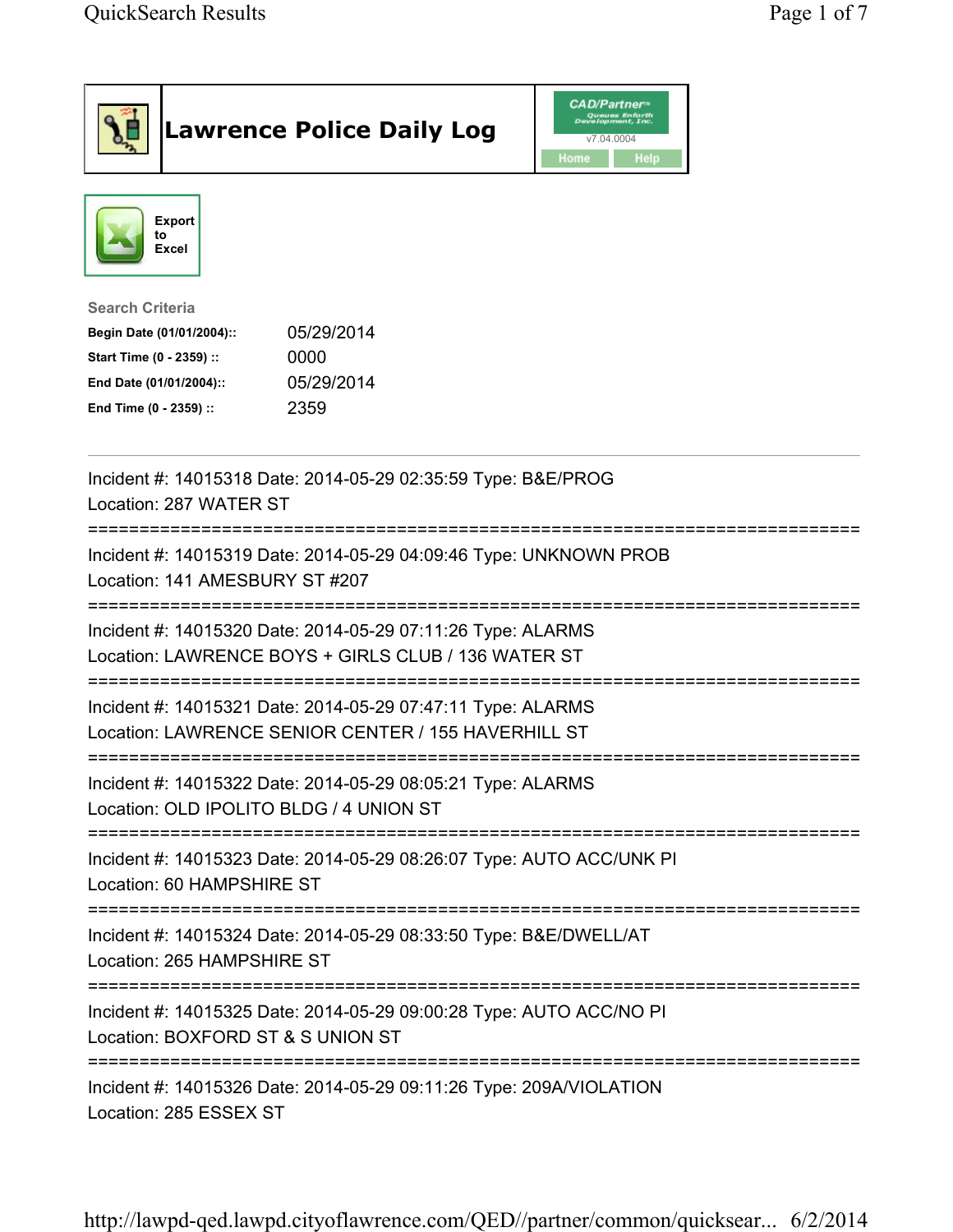# Lawrence Police Daily Log

CAD/Partner™
v7.04.0004

Home | Help

Export to Excel

**Search Criteria**

| | |
|---|---|
| **Begin Date (01/01/2004)::** | 05/29/2014 |
| **Start Time (0 - 2359) ::** | 0000 |
| **End Date (01/01/2004)::** | 05/29/2014 |
| **End Time (0 - 2359) ::** | 2359 |

---

Incident #: 14015318 Date: 2014-05-29 02:35:59 Type: B&E/PROG
Location: 287 WATER ST

===========================================================================

Incident #: 14015319 Date: 2014-05-29 04:09:46 Type: UNKNOWN PROB
Location: 141 AMESBURY ST #207

===========================================================================

Incident #: 14015320 Date: 2014-05-29 07:11:26 Type: ALARMS
Location: LAWRENCE BOYS + GIRLS CLUB / 136 WATER ST

===========================================================================

Incident #: 14015321 Date: 2014-05-29 07:47:11 Type: ALARMS
Location: LAWRENCE SENIOR CENTER / 155 HAVERHILL ST

===========================================================================

Incident #: 14015322 Date: 2014-05-29 08:05:21 Type: ALARMS
Location: OLD IPOLITO BLDG / 4 UNION ST

===========================================================================

Incident #: 14015323 Date: 2014-05-29 08:26:07 Type: AUTO ACC/UNK PI
Location: 60 HAMPSHIRE ST

===========================================================================

Incident #: 14015324 Date: 2014-05-29 08:33:50 Type: B&E/DWELL/AT
Location: 265 HAMPSHIRE ST

===========================================================================

Incident #: 14015325 Date: 2014-05-29 09:00:28 Type: AUTO ACC/NO PI
Location: BOXFORD ST & S UNION ST

===========================================================================

Incident #: 14015326 Date: 2014-05-29 09:11:26 Type: 209A/VIOLATION
Location: 285 ESSEX ST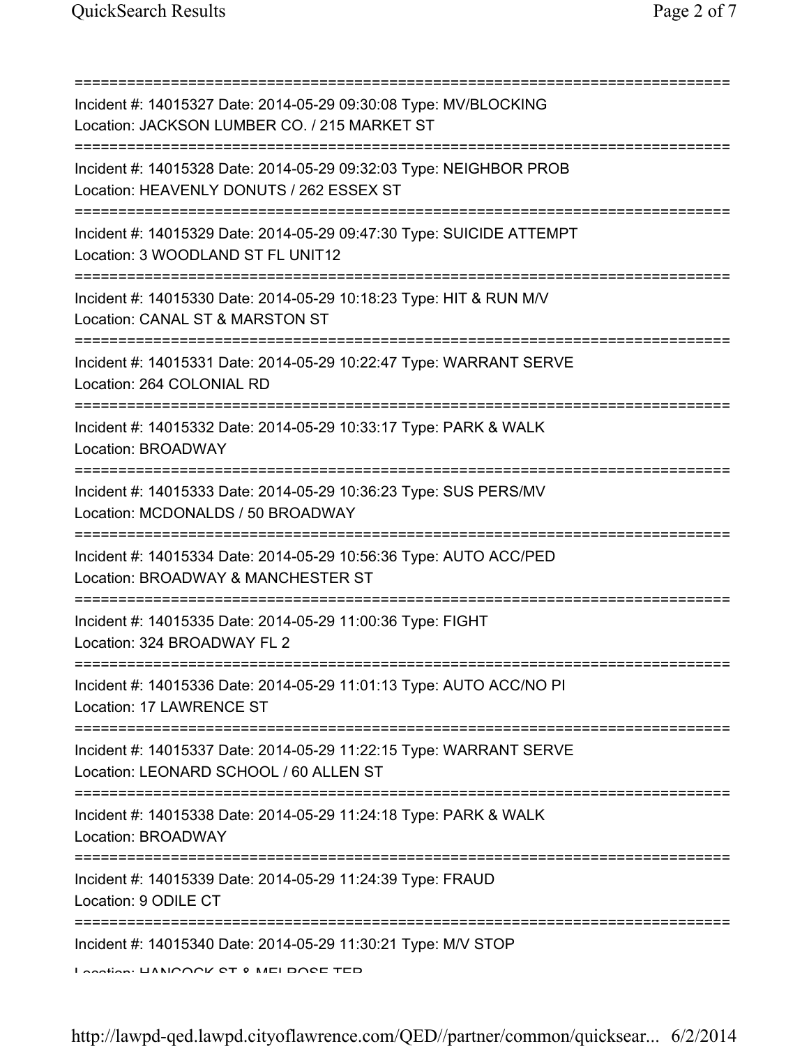===========================================================================
Incident #: 14015327 Date: 2014-05-29 09:30:08 Type: MV/BLOCKING
Location: JACKSON LUMBER CO. / 215 MARKET ST
===========================================================================
Incident #: 14015328 Date: 2014-05-29 09:32:03 Type: NEIGHBOR PROB
Location: HEAVENLY DONUTS / 262 ESSEX ST
===========================================================================
Incident #: 14015329 Date: 2014-05-29 09:47:30 Type: SUICIDE ATTEMPT
Location: 3 WOODLAND ST FL UNIT12
===========================================================================
Incident #: 14015330 Date: 2014-05-29 10:18:23 Type: HIT & RUN M/V
Location: CANAL ST & MARSTON ST
===========================================================================
Incident #: 14015331 Date: 2014-05-29 10:22:47 Type: WARRANT SERVE
Location: 264 COLONIAL RD
===========================================================================
Incident #: 14015332 Date: 2014-05-29 10:33:17 Type: PARK & WALK
Location: BROADWAY
===========================================================================
Incident #: 14015333 Date: 2014-05-29 10:36:23 Type: SUS PERS/MV
Location: MCDONALDS / 50 BROADWAY
===========================================================================
Incident #: 14015334 Date: 2014-05-29 10:56:36 Type: AUTO ACC/PED
Location: BROADWAY & MANCHESTER ST
===========================================================================
Incident #: 14015335 Date: 2014-05-29 11:00:36 Type: FIGHT
Location: 324 BROADWAY FL 2
===========================================================================
Incident #: 14015336 Date: 2014-05-29 11:01:13 Type: AUTO ACC/NO PI
Location: 17 LAWRENCE ST
===========================================================================
Incident #: 14015337 Date: 2014-05-29 11:22:15 Type: WARRANT SERVE
Location: LEONARD SCHOOL / 60 ALLEN ST
===========================================================================
Incident #: 14015338 Date: 2014-05-29 11:24:18 Type: PARK & WALK
Location: BROADWAY
===========================================================================
Incident #: 14015339 Date: 2014-05-29 11:24:39 Type: FRAUD
Location: 9 ODILE CT
===========================================================================
Incident #: 14015340 Date: 2014-05-29 11:30:21 Type: M/V STOP
Location: HANCOCK ST & MELROSE TER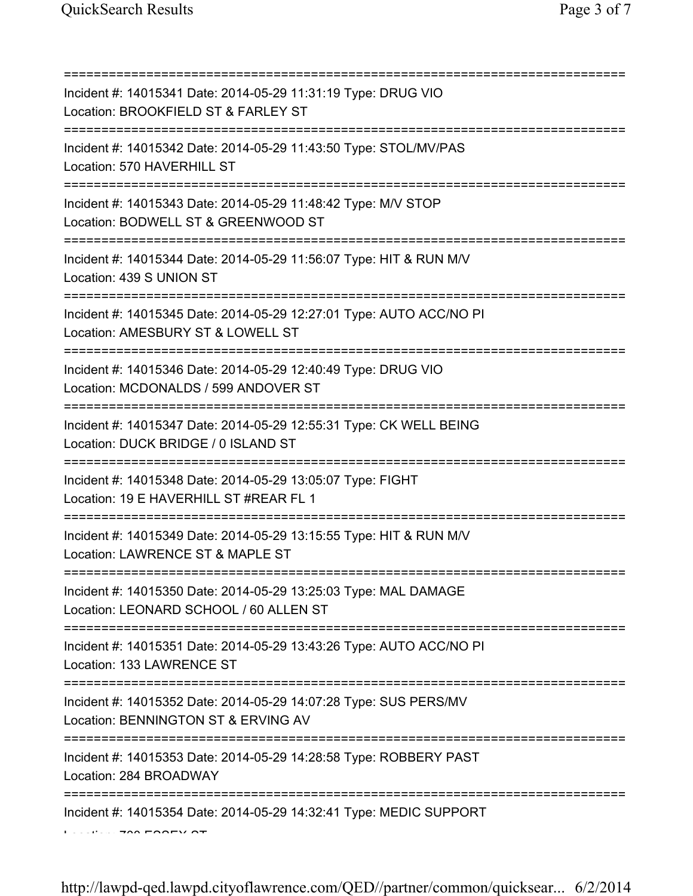Incident #: 14015341 Date: 2014-05-29 11:31:19 Type: DRUG VIO
Location: BROOKFIELD ST & FARLEY ST

Incident #: 14015342 Date: 2014-05-29 11:43:50 Type: STOL/MV/PAS
Location: 570 HAVERHILL ST

Incident #: 14015343 Date: 2014-05-29 11:48:42 Type: M/V STOP
Location: BODWELL ST & GREENWOOD ST

Incident #: 14015344 Date: 2014-05-29 11:56:07 Type: HIT & RUN M/V
Location: 439 S UNION ST

Incident #: 14015345 Date: 2014-05-29 12:27:01 Type: AUTO ACC/NO PI
Location: AMESBURY ST & LOWELL ST

Incident #: 14015346 Date: 2014-05-29 12:40:49 Type: DRUG VIO
Location: MCDONALDS / 599 ANDOVER ST

Incident #: 14015347 Date: 2014-05-29 12:55:31 Type: CK WELL BEING
Location: DUCK BRIDGE / 0 ISLAND ST

Incident #: 14015348 Date: 2014-05-29 13:05:07 Type: FIGHT
Location: 19 E HAVERHILL ST #REAR FL 1

Incident #: 14015349 Date: 2014-05-29 13:15:55 Type: HIT & RUN M/V
Location: LAWRENCE ST & MAPLE ST

Incident #: 14015350 Date: 2014-05-29 13:25:03 Type: MAL DAMAGE
Location: LEONARD SCHOOL / 60 ALLEN ST

Incident #: 14015351 Date: 2014-05-29 13:43:26 Type: AUTO ACC/NO PI
Location: 133 LAWRENCE ST

Incident #: 14015352 Date: 2014-05-29 14:07:28 Type: SUS PERS/MV
Location: BENNINGTON ST & ERVING AV

Incident #: 14015353 Date: 2014-05-29 14:28:58 Type: ROBBERY PAST
Location: 284 BROADWAY

Incident #: 14015354 Date: 2014-05-29 14:32:41 Type: MEDIC SUPPORT
Location: 700 ESSEX ST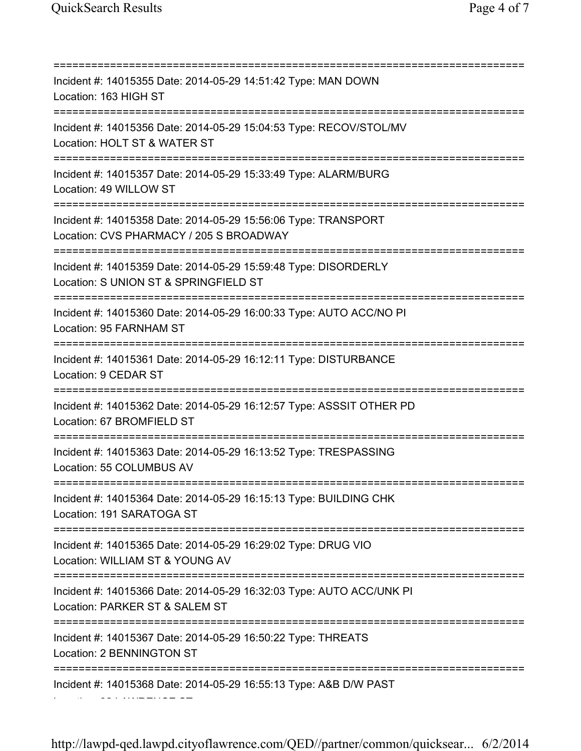===========================================================================
Incident #: 14015355 Date: 2014-05-29 14:51:42 Type: MAN DOWN
Location: 163 HIGH ST
===========================================================================
Incident #: 14015356 Date: 2014-05-29 15:04:53 Type: RECOV/STOL/MV
Location: HOLT ST & WATER ST
===========================================================================
Incident #: 14015357 Date: 2014-05-29 15:33:49 Type: ALARM/BURG
Location: 49 WILLOW ST
===========================================================================
Incident #: 14015358 Date: 2014-05-29 15:56:06 Type: TRANSPORT
Location: CVS PHARMACY / 205 S BROADWAY
===========================================================================
Incident #: 14015359 Date: 2014-05-29 15:59:48 Type: DISORDERLY
Location: S UNION ST & SPRINGFIELD ST
===========================================================================
Incident #: 14015360 Date: 2014-05-29 16:00:33 Type: AUTO ACC/NO PI
Location: 95 FARNHAM ST
===========================================================================
Incident #: 14015361 Date: 2014-05-29 16:12:11 Type: DISTURBANCE
Location: 9 CEDAR ST
===========================================================================
Incident #: 14015362 Date: 2014-05-29 16:12:57 Type: ASSSIT OTHER PD
Location: 67 BROMFIELD ST
===========================================================================
Incident #: 14015363 Date: 2014-05-29 16:13:52 Type: TRESPASSING
Location: 55 COLUMBUS AV
===========================================================================
Incident #: 14015364 Date: 2014-05-29 16:15:13 Type: BUILDING CHK
Location: 191 SARATOGA ST
===========================================================================
Incident #: 14015365 Date: 2014-05-29 16:29:02 Type: DRUG VIO
Location: WILLIAM ST & YOUNG AV
===========================================================================
Incident #: 14015366 Date: 2014-05-29 16:32:03 Type: AUTO ACC/UNK PI
Location: PARKER ST & SALEM ST
===========================================================================
Incident #: 14015367 Date: 2014-05-29 16:50:22 Type: THREATS
Location: 2 BENNINGTON ST
===========================================================================
Incident #: 14015368 Date: 2014-05-29 16:55:13 Type: A&B D/W PAST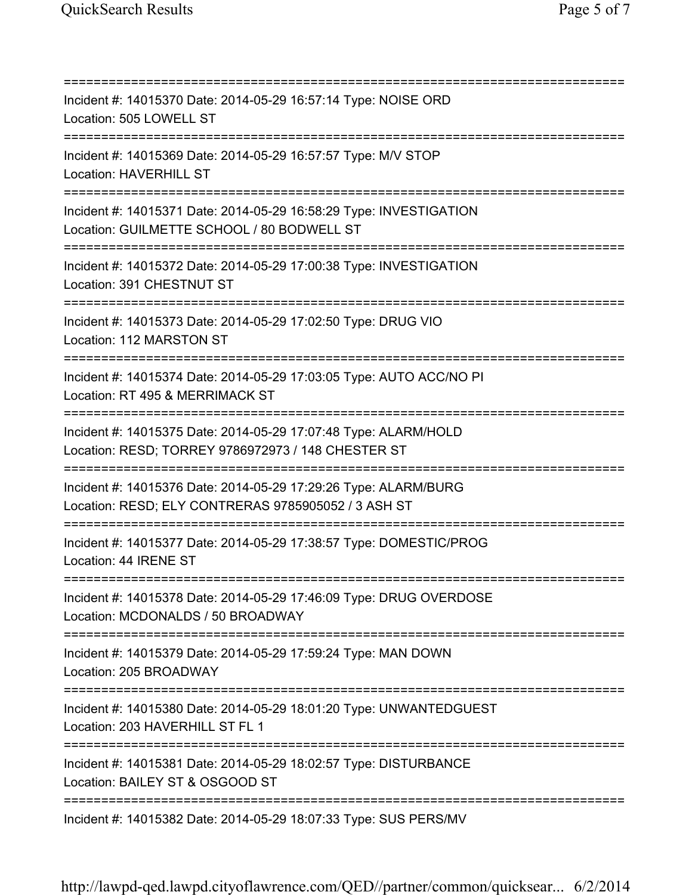===========================================================================

Incident #: 14015370 Date: 2014-05-29 16:57:14 Type: NOISE ORD
Location: 505 LOWELL ST

===========================================================================

Incident #: 14015369 Date: 2014-05-29 16:57:57 Type: M/V STOP
Location: HAVERHILL ST

===========================================================================

Incident #: 14015371 Date: 2014-05-29 16:58:29 Type: INVESTIGATION
Location: GUILMETTE SCHOOL / 80 BODWELL ST

===========================================================================

Incident #: 14015372 Date: 2014-05-29 17:00:38 Type: INVESTIGATION
Location: 391 CHESTNUT ST

===========================================================================

Incident #: 14015373 Date: 2014-05-29 17:02:50 Type: DRUG VIO
Location: 112 MARSTON ST

===========================================================================

Incident #: 14015374 Date: 2014-05-29 17:03:05 Type: AUTO ACC/NO PI
Location: RT 495 & MERRIMACK ST

===========================================================================

Incident #: 14015375 Date: 2014-05-29 17:07:48 Type: ALARM/HOLD
Location: RESD; TORREY 9786972973 / 148 CHESTER ST

===========================================================================

Incident #: 14015376 Date: 2014-05-29 17:29:26 Type: ALARM/BURG
Location: RESD; ELY CONTRERAS 9785905052 / 3 ASH ST

===========================================================================

Incident #: 14015377 Date: 2014-05-29 17:38:57 Type: DOMESTIC/PROG
Location: 44 IRENE ST

===========================================================================

Incident #: 14015378 Date: 2014-05-29 17:46:09 Type: DRUG OVERDOSE
Location: MCDONALDS / 50 BROADWAY

===========================================================================

Incident #: 14015379 Date: 2014-05-29 17:59:24 Type: MAN DOWN
Location: 205 BROADWAY

===========================================================================

Incident #: 14015380 Date: 2014-05-29 18:01:20 Type: UNWANTEDGUEST
Location: 203 HAVERHILL ST FL 1

===========================================================================

Incident #: 14015381 Date: 2014-05-29 18:02:57 Type: DISTURBANCE
Location: BAILEY ST & OSGOOD ST

===========================================================================

Incident #: 14015382 Date: 2014-05-29 18:07:33 Type: SUS PERS/MV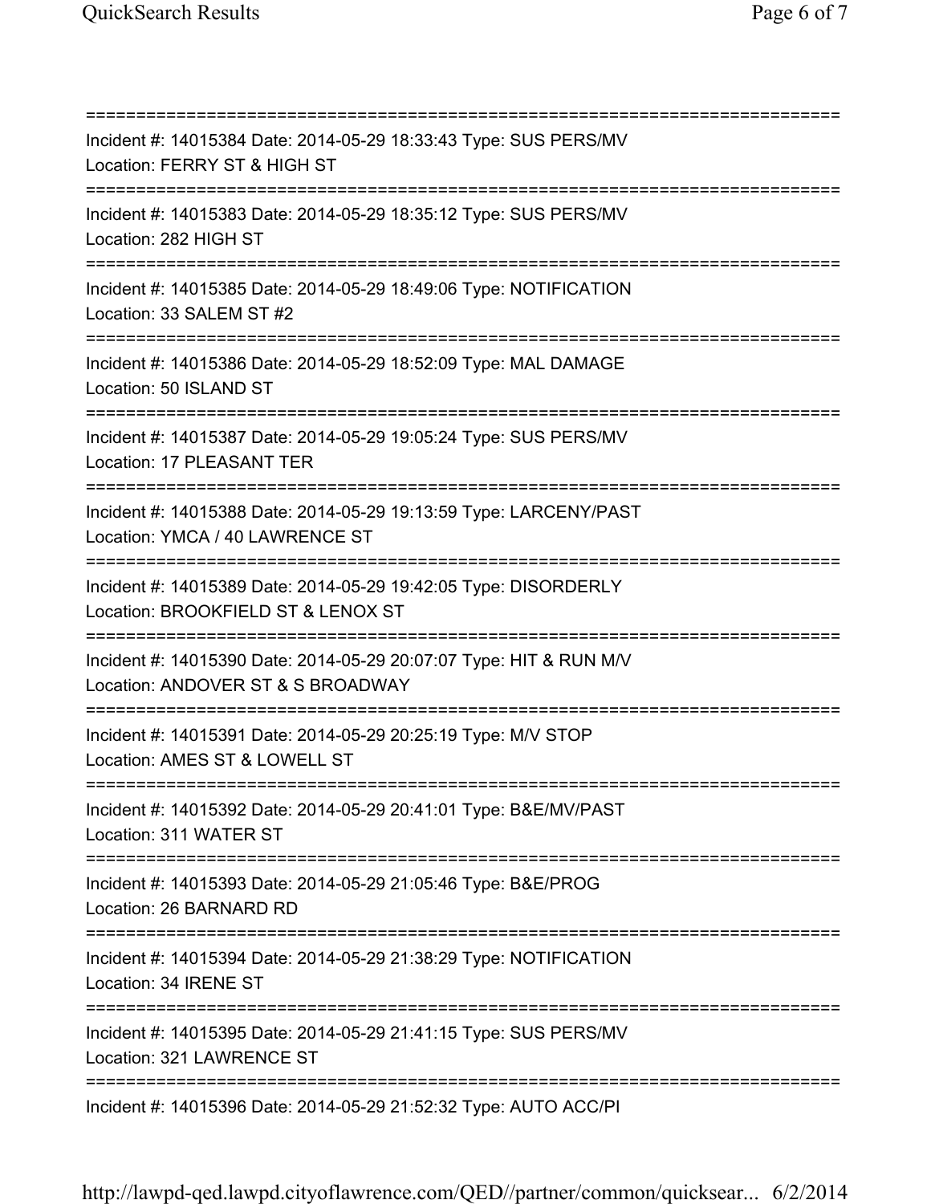===========================================================================

Incident #: 14015384 Date: 2014-05-29 18:33:43 Type: SUS PERS/MV
Location: FERRY ST & HIGH ST

===========================================================================

Incident #: 14015383 Date: 2014-05-29 18:35:12 Type: SUS PERS/MV
Location: 282 HIGH ST

===========================================================================

Incident #: 14015385 Date: 2014-05-29 18:49:06 Type: NOTIFICATION
Location: 33 SALEM ST #2

===========================================================================

Incident #: 14015386 Date: 2014-05-29 18:52:09 Type: MAL DAMAGE
Location: 50 ISLAND ST

===========================================================================

Incident #: 14015387 Date: 2014-05-29 19:05:24 Type: SUS PERS/MV
Location: 17 PLEASANT TER

===========================================================================

Incident #: 14015388 Date: 2014-05-29 19:13:59 Type: LARCENY/PAST
Location: YMCA / 40 LAWRENCE ST

===========================================================================

Incident #: 14015389 Date: 2014-05-29 19:42:05 Type: DISORDERLY
Location: BROOKFIELD ST & LENOX ST

===========================================================================

Incident #: 14015390 Date: 2014-05-29 20:07:07 Type: HIT & RUN M/V
Location: ANDOVER ST & S BROADWAY

===========================================================================

Incident #: 14015391 Date: 2014-05-29 20:25:19 Type: M/V STOP
Location: AMES ST & LOWELL ST

===========================================================================

Incident #: 14015392 Date: 2014-05-29 20:41:01 Type: B&E/MV/PAST
Location: 311 WATER ST

===========================================================================

Incident #: 14015393 Date: 2014-05-29 21:05:46 Type: B&E/PROG
Location: 26 BARNARD RD

===========================================================================

Incident #: 14015394 Date: 2014-05-29 21:38:29 Type: NOTIFICATION
Location: 34 IRENE ST

===========================================================================

Incident #: 14015395 Date: 2014-05-29 21:41:15 Type: SUS PERS/MV
Location: 321 LAWRENCE ST

===========================================================================

Incident #: 14015396 Date: 2014-05-29 21:52:32 Type: AUTO ACC/PI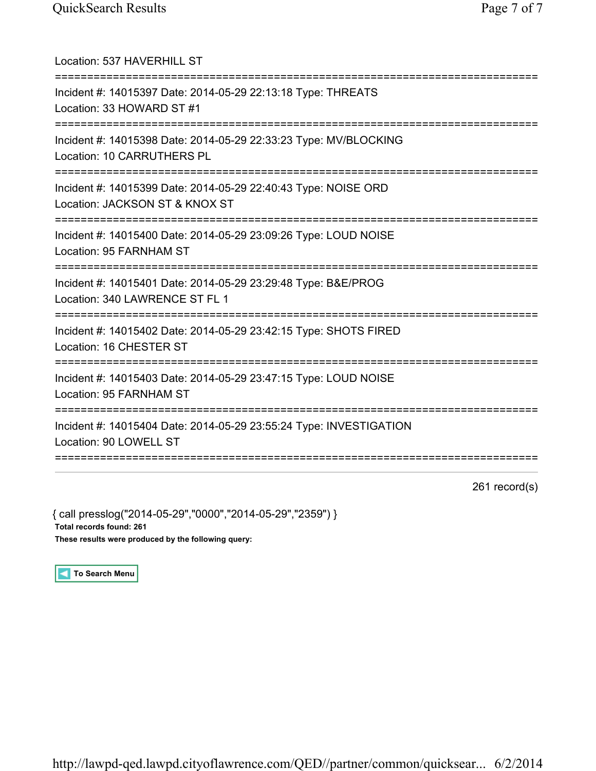Location: 537 HAVERHILL ST

===========================================================================

Incident #: 14015397 Date: 2014-05-29 22:13:18 Type: THREATS

Location: 33 HOWARD ST #1

===========================================================================

Incident #: 14015398 Date: 2014-05-29 22:33:23 Type: MV/BLOCKING

Location: 10 CARRUTHERS PL

===========================================================================

Incident #: 14015399 Date: 2014-05-29 22:40:43 Type: NOISE ORD

Location: JACKSON ST & KNOX ST

===========================================================================

Incident #: 14015400 Date: 2014-05-29 23:09:26 Type: LOUD NOISE

Location: 95 FARNHAM ST

===========================================================================

Incident #: 14015401 Date: 2014-05-29 23:29:48 Type: B&E/PROG

Location: 340 LAWRENCE ST FL 1

===========================================================================

Incident #: 14015402 Date: 2014-05-29 23:42:15 Type: SHOTS FIRED

Location: 16 CHESTER ST

===========================================================================

Incident #: 14015403 Date: 2014-05-29 23:47:15 Type: LOUD NOISE

Location: 95 FARNHAM ST

===========================================================================

Incident #: 14015404 Date: 2014-05-29 23:55:24 Type: INVESTIGATION

Location: 90 LOWELL ST

===========================================================================

261 record(s)

{ call presslog("2014-05-29","0000","2014-05-29","2359") }

**Total records found: 261**

**These results were produced by the following query:**

To Search Menu